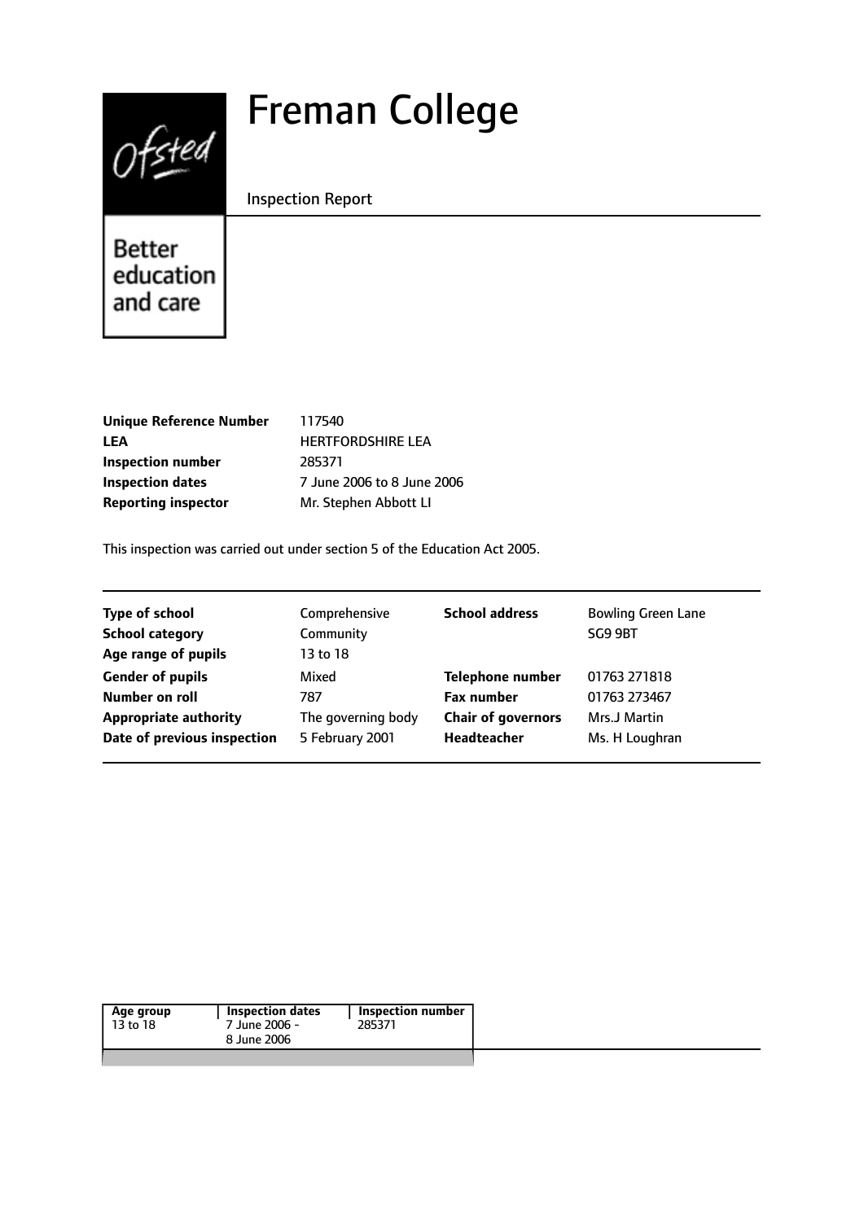# Freman College

Inspection Report

Better education and care

| | |
|---|---|
| **Unique Reference Number** | 117540 |
| **LEA** | HERTFORDSHIRE LEA |
| **Inspection number** | 285371 |
| **Inspection dates** | 7 June 2006 to 8 June 2006 |
| **Reporting inspector** | Mr. Stephen Abbott LI |

This inspection was carried out under section 5 of the Education Act 2005.

| | | | |
|---|---|---|---|
| **Type of school** | Comprehensive | **School address** | Bowling Green Lane |
| **School category** | Community | | SG9 9BT |
| **Age range of pupils** | 13 to 18 | | |
| **Gender of pupils** | Mixed | **Telephone number** | 01763 271818 |
| **Number on roll** | 787 | **Fax number** | 01763 273467 |
| **Appropriate authority** | The governing body | **Chair of governors** | Mrs.J Martin |
| **Date of previous inspection** | 5 February 2001 | **Headteacher** | Ms. H Loughran |

| Age group | Inspection dates | Inspection number |
|---|---|---|
| 13 to 18 | 7 June 2006 - 8 June 2006 | 285371 |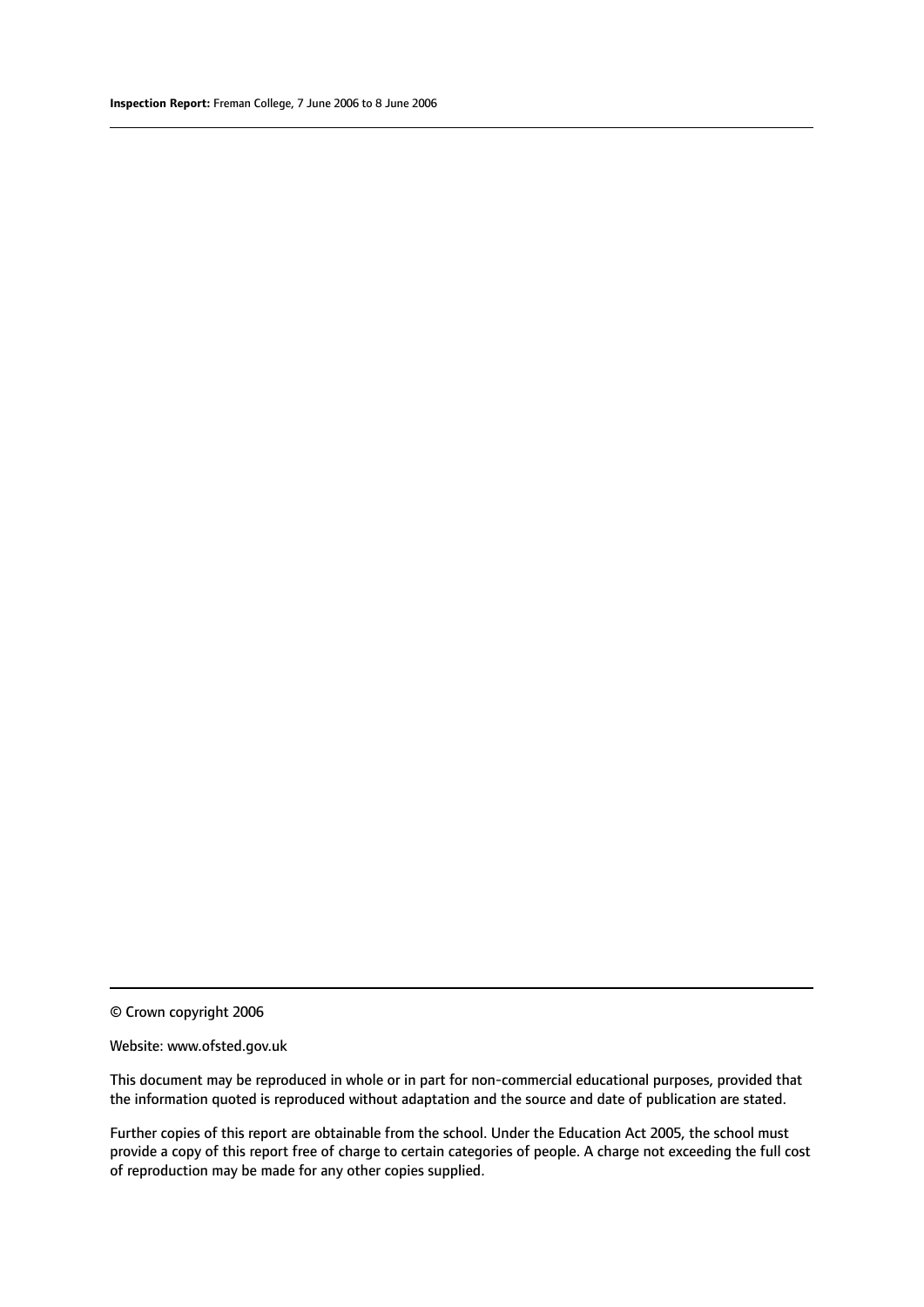© Crown copyright 2006

Website: www.ofsted.gov.uk

This document may be reproduced in whole or in part for non-commercial educational purposes, provided that the information quoted is reproduced without adaptation and the source and date of publication are stated.

Further copies of this report are obtainable from the school. Under the Education Act 2005, the school must provide a copy of this report free of charge to certain categories of people. A charge not exceeding the full cost of reproduction may be made for any other copies supplied.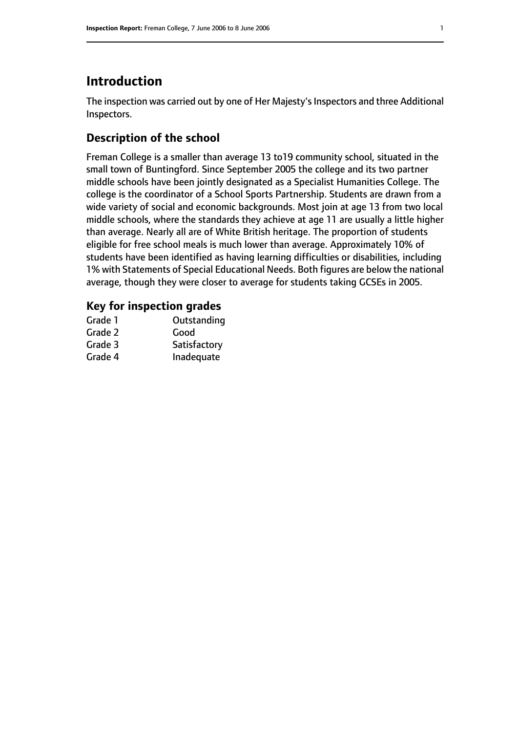# Introduction

The inspection was carried out by one of Her Majesty's Inspectors and three Additional Inspectors.

## Description of the school

Freman College is a smaller than average 13 to19 community school, situated in the small town of Buntingford. Since September 2005 the college and its two partner middle schools have been jointly designated as a Specialist Humanities College. The college is the coordinator of a School Sports Partnership. Students are drawn from a wide variety of social and economic backgrounds. Most join at age 13 from two local middle schools, where the standards they achieve at age 11 are usually a little higher than average. Nearly all are of White British heritage. The proportion of students eligible for free school meals is much lower than average. Approximately 10% of students have been identified as having learning difficulties or disabilities, including 1% with Statements of Special Educational Needs. Both figures are below the national average, though they were closer to average for students taking GCSEs in 2005.

## Key for inspection grades

| | |
|---|---|
| Grade 1 | Outstanding |
| Grade 2 | Good |
| Grade 3 | Satisfactory |
| Grade 4 | Inadequate |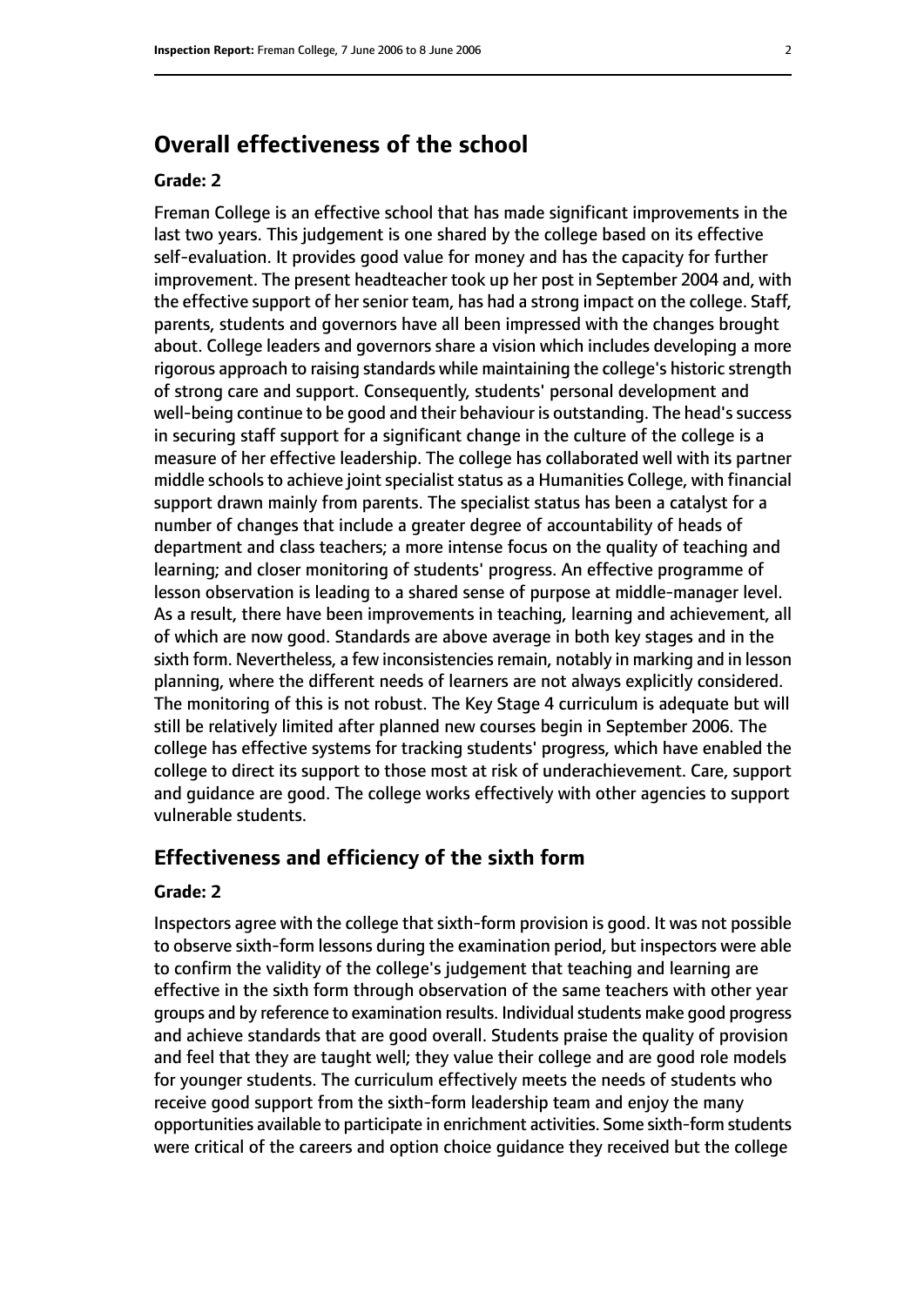## Overall effectiveness of the school

### Grade: 2

Freman College is an effective school that has made significant improvements in the last two years. This judgement is one shared by the college based on its effective self-evaluation. It provides good value for money and has the capacity for further improvement. The present headteacher took up her post in September 2004 and, with the effective support of her senior team, has had a strong impact on the college. Staff, parents, students and governors have all been impressed with the changes brought about. College leaders and governors share a vision which includes developing a more rigorous approach to raising standards while maintaining the college's historic strength of strong care and support. Consequently, students' personal development and well-being continue to be good and their behaviour is outstanding. The head's success in securing staff support for a significant change in the culture of the college is a measure of her effective leadership. The college has collaborated well with its partner middle schools to achieve joint specialist status as a Humanities College, with financial support drawn mainly from parents. The specialist status has been a catalyst for a number of changes that include a greater degree of accountability of heads of department and class teachers; a more intense focus on the quality of teaching and learning; and closer monitoring of students' progress. An effective programme of lesson observation is leading to a shared sense of purpose at middle-manager level. As a result, there have been improvements in teaching, learning and achievement, all of which are now good. Standards are above average in both key stages and in the sixth form. Nevertheless, a few inconsistencies remain, notably in marking and in lesson planning, where the different needs of learners are not always explicitly considered. The monitoring of this is not robust. The Key Stage 4 curriculum is adequate but will still be relatively limited after planned new courses begin in September 2006. The college has effective systems for tracking students' progress, which have enabled the college to direct its support to those most at risk of underachievement. Care, support and guidance are good. The college works effectively with other agencies to support vulnerable students.

### Effectiveness and efficiency of the sixth form

### Grade: 2

Inspectors agree with the college that sixth-form provision is good. It was not possible to observe sixth-form lessons during the examination period, but inspectors were able to confirm the validity of the college's judgement that teaching and learning are effective in the sixth form through observation of the same teachers with other year groups and by reference to examination results. Individual students make good progress and achieve standards that are good overall. Students praise the quality of provision and feel that they are taught well; they value their college and are good role models for younger students. The curriculum effectively meets the needs of students who receive good support from the sixth-form leadership team and enjoy the many opportunities available to participate in enrichment activities. Some sixth-form students were critical of the careers and option choice guidance they received but the college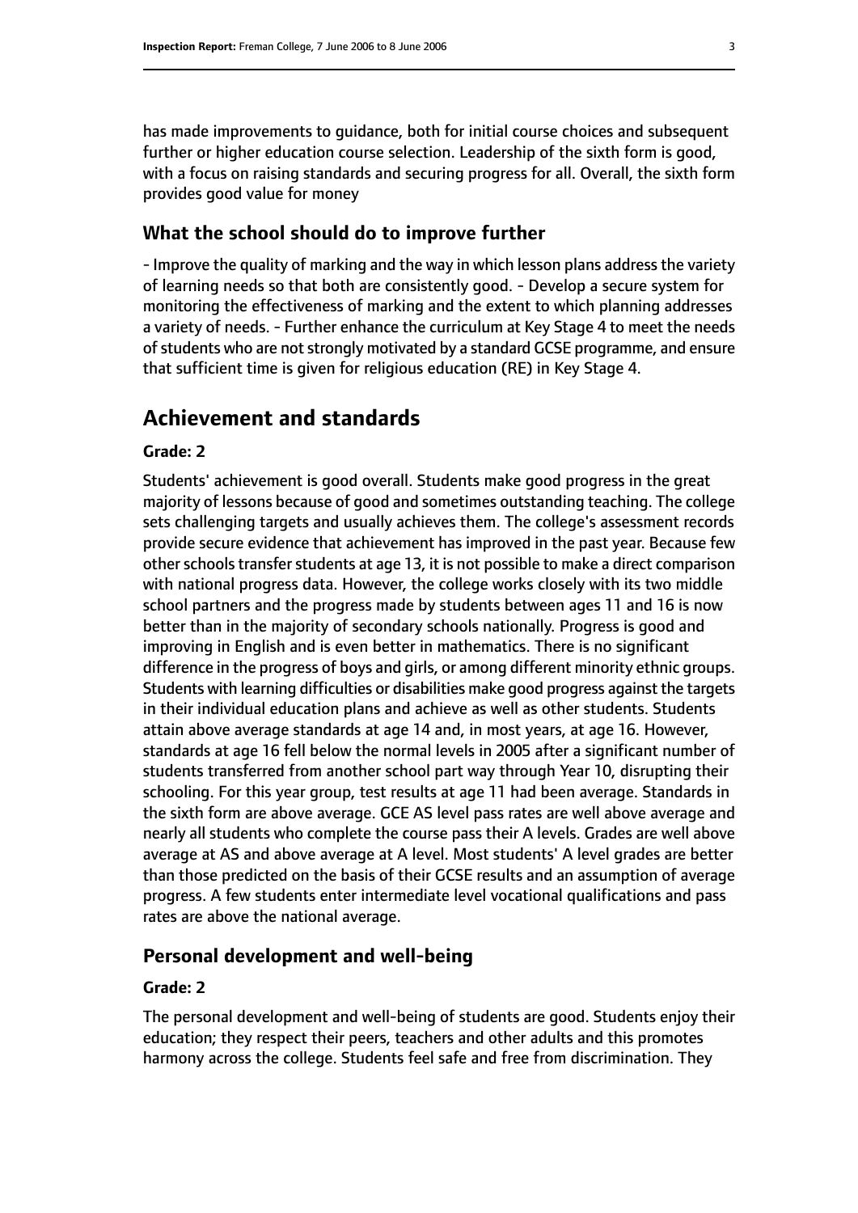has made improvements to guidance, both for initial course choices and subsequent further or higher education course selection. Leadership of the sixth form is good, with a focus on raising standards and securing progress for all. Overall, the sixth form provides good value for money

### What the school should do to improve further

- Improve the quality of marking and the way in which lesson plans address the variety of learning needs so that both are consistently good. - Develop a secure system for monitoring the effectiveness of marking and the extent to which planning addresses a variety of needs. - Further enhance the curriculum at Key Stage 4 to meet the needs of students who are not strongly motivated by a standard GCSE programme, and ensure that sufficient time is given for religious education (RE) in Key Stage 4.

## Achievement and standards

#### Grade: 2

Students' achievement is good overall. Students make good progress in the great majority of lessons because of good and sometimes outstanding teaching. The college sets challenging targets and usually achieves them. The college's assessment records provide secure evidence that achievement has improved in the past year. Because few other schools transfer students at age 13, it is not possible to make a direct comparison with national progress data. However, the college works closely with its two middle school partners and the progress made by students between ages 11 and 16 is now better than in the majority of secondary schools nationally. Progress is good and improving in English and is even better in mathematics. There is no significant difference in the progress of boys and girls, or among different minority ethnic groups. Students with learning difficulties or disabilities make good progress against the targets in their individual education plans and achieve as well as other students. Students attain above average standards at age 14 and, in most years, at age 16. However, standards at age 16 fell below the normal levels in 2005 after a significant number of students transferred from another school part way through Year 10, disrupting their schooling. For this year group, test results at age 11 had been average. Standards in the sixth form are above average. GCE AS level pass rates are well above average and nearly all students who complete the course pass their A levels. Grades are well above average at AS and above average at A level. Most students' A level grades are better than those predicted on the basis of their GCSE results and an assumption of average progress. A few students enter intermediate level vocational qualifications and pass rates are above the national average.

### Personal development and well-being

#### Grade: 2

The personal development and well-being of students are good. Students enjoy their education; they respect their peers, teachers and other adults and this promotes harmony across the college. Students feel safe and free from discrimination. They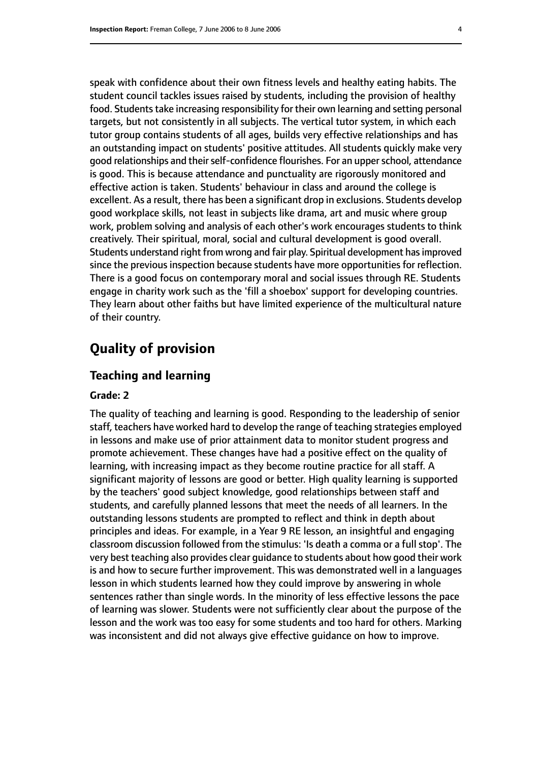speak with confidence about their own fitness levels and healthy eating habits. The student council tackles issues raised by students, including the provision of healthy food. Students take increasing responsibility for their own learning and setting personal targets, but not consistently in all subjects. The vertical tutor system, in which each tutor group contains students of all ages, builds very effective relationships and has an outstanding impact on students' positive attitudes. All students quickly make very good relationships and their self-confidence flourishes. For an upper school, attendance is good. This is because attendance and punctuality are rigorously monitored and effective action is taken. Students' behaviour in class and around the college is excellent. As a result, there has been a significant drop in exclusions. Students develop good workplace skills, not least in subjects like drama, art and music where group work, problem solving and analysis of each other's work encourages students to think creatively. Their spiritual, moral, social and cultural development is good overall. Students understand right from wrong and fair play. Spiritual development has improved since the previous inspection because students have more opportunities for reflection. There is a good focus on contemporary moral and social issues through RE. Students engage in charity work such as the 'fill a shoebox' support for developing countries. They learn about other faiths but have limited experience of the multicultural nature of their country.

## Quality of provision

### Teaching and learning

#### Grade: 2

The quality of teaching and learning is good. Responding to the leadership of senior staff, teachers have worked hard to develop the range of teaching strategies employed in lessons and make use of prior attainment data to monitor student progress and promote achievement. These changes have had a positive effect on the quality of learning, with increasing impact as they become routine practice for all staff. A significant majority of lessons are good or better. High quality learning is supported by the teachers' good subject knowledge, good relationships between staff and students, and carefully planned lessons that meet the needs of all learners. In the outstanding lessons students are prompted to reflect and think in depth about principles and ideas. For example, in a Year 9 RE lesson, an insightful and engaging classroom discussion followed from the stimulus: 'Is death a comma or a full stop'. The very best teaching also provides clear guidance to students about how good their work is and how to secure further improvement. This was demonstrated well in a languages lesson in which students learned how they could improve by answering in whole sentences rather than single words. In the minority of less effective lessons the pace of learning was slower. Students were not sufficiently clear about the purpose of the lesson and the work was too easy for some students and too hard for others. Marking was inconsistent and did not always give effective guidance on how to improve.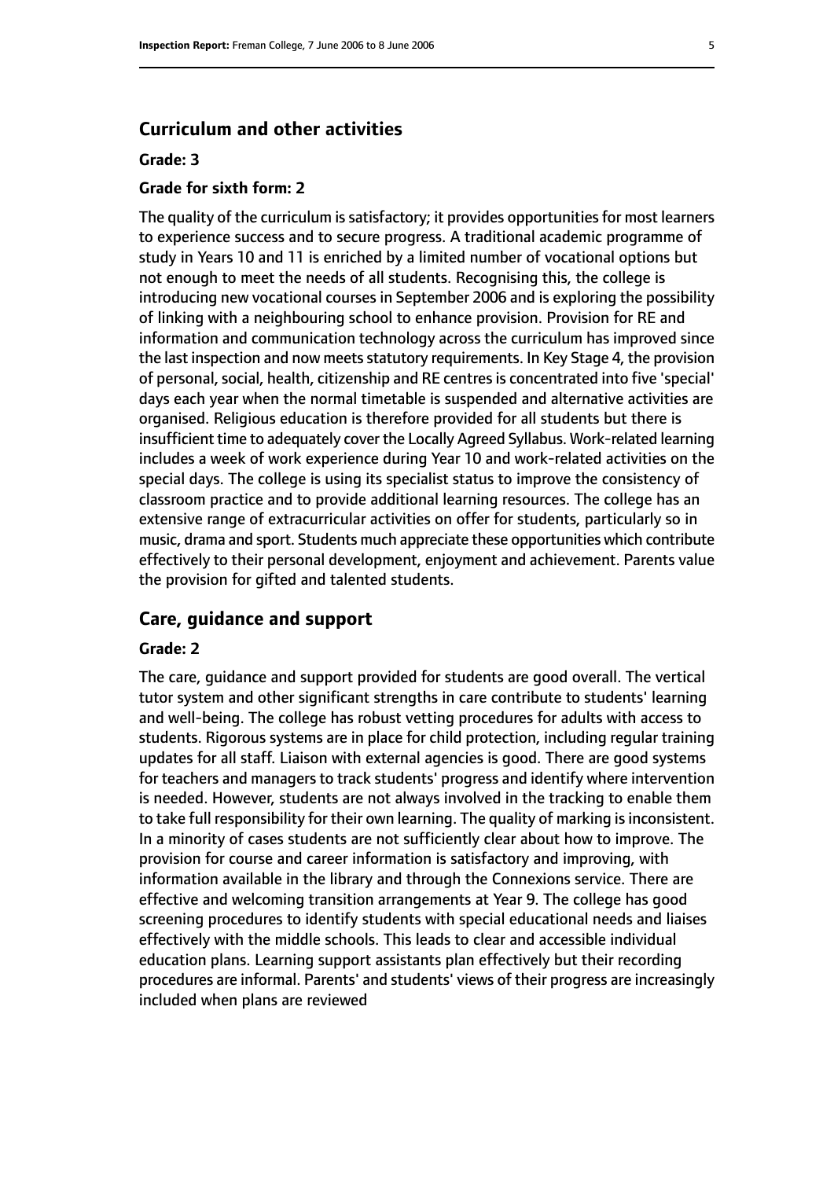## Curriculum and other activities

**Grade: 3**

**Grade for sixth form: 2**

The quality of the curriculum is satisfactory; it provides opportunities for most learners to experience success and to secure progress. A traditional academic programme of study in Years 10 and 11 is enriched by a limited number of vocational options but not enough to meet the needs of all students. Recognising this, the college is introducing new vocational courses in September 2006 and is exploring the possibility of linking with a neighbouring school to enhance provision. Provision for RE and information and communication technology across the curriculum has improved since the last inspection and now meets statutory requirements. In Key Stage 4, the provision of personal, social, health, citizenship and RE centres is concentrated into five 'special' days each year when the normal timetable is suspended and alternative activities are organised. Religious education is therefore provided for all students but there is insufficient time to adequately cover the Locally Agreed Syllabus. Work-related learning includes a week of work experience during Year 10 and work-related activities on the special days. The college is using its specialist status to improve the consistency of classroom practice and to provide additional learning resources. The college has an extensive range of extracurricular activities on offer for students, particularly so in music, drama and sport. Students much appreciate these opportunities which contribute effectively to their personal development, enjoyment and achievement. Parents value the provision for gifted and talented students.

## Care, guidance and support

**Grade: 2**

The care, guidance and support provided for students are good overall. The vertical tutor system and other significant strengths in care contribute to students' learning and well-being. The college has robust vetting procedures for adults with access to students. Rigorous systems are in place for child protection, including regular training updates for all staff. Liaison with external agencies is good. There are good systems for teachers and managers to track students' progress and identify where intervention is needed. However, students are not always involved in the tracking to enable them to take full responsibility for their own learning. The quality of marking is inconsistent. In a minority of cases students are not sufficiently clear about how to improve. The provision for course and career information is satisfactory and improving, with information available in the library and through the Connexions service. There are effective and welcoming transition arrangements at Year 9. The college has good screening procedures to identify students with special educational needs and liaises effectively with the middle schools. This leads to clear and accessible individual education plans. Learning support assistants plan effectively but their recording procedures are informal. Parents' and students' views of their progress are increasingly included when plans are reviewed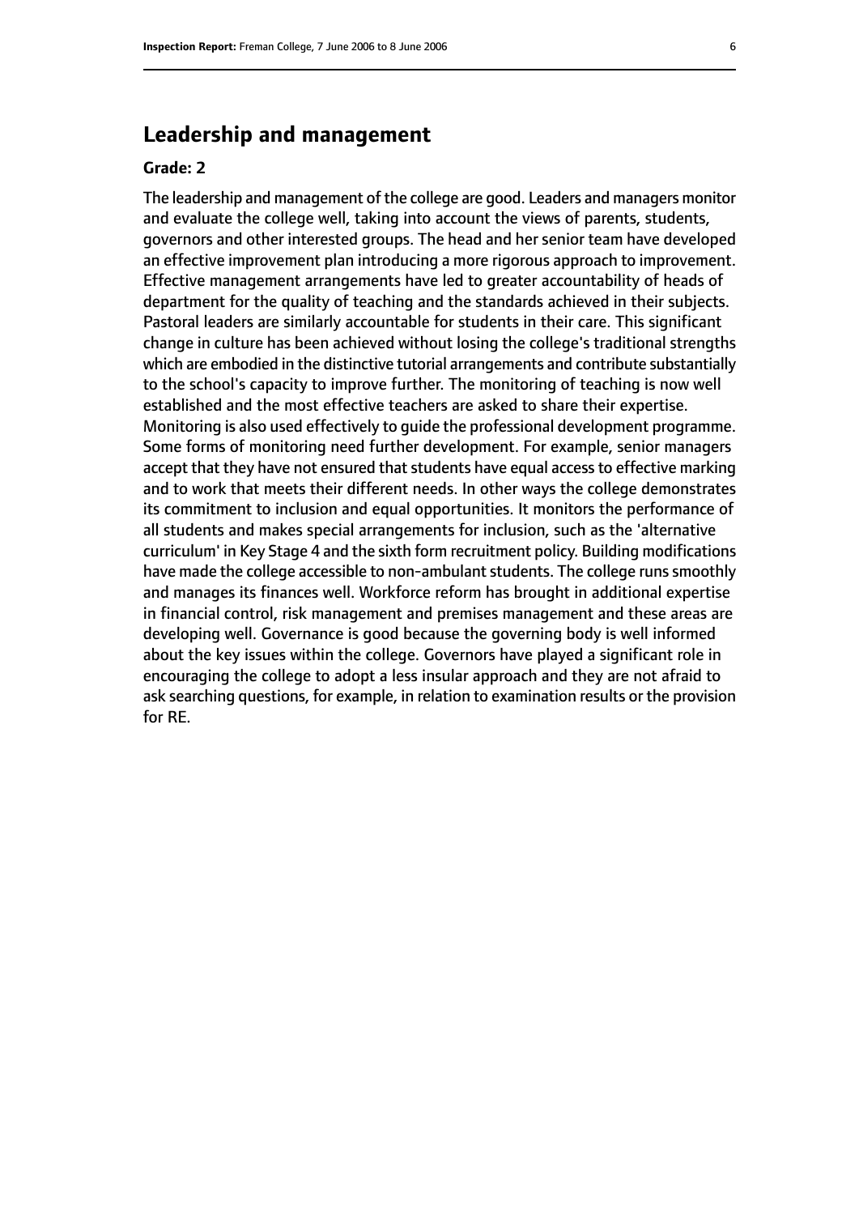## Leadership and management

**Grade: 2**

The leadership and management of the college are good. Leaders and managers monitor and evaluate the college well, taking into account the views of parents, students, governors and other interested groups. The head and her senior team have developed an effective improvement plan introducing a more rigorous approach to improvement. Effective management arrangements have led to greater accountability of heads of department for the quality of teaching and the standards achieved in their subjects. Pastoral leaders are similarly accountable for students in their care. This significant change in culture has been achieved without losing the college's traditional strengths which are embodied in the distinctive tutorial arrangements and contribute substantially to the school's capacity to improve further. The monitoring of teaching is now well established and the most effective teachers are asked to share their expertise. Monitoring is also used effectively to guide the professional development programme. Some forms of monitoring need further development. For example, senior managers accept that they have not ensured that students have equal access to effective marking and to work that meets their different needs. In other ways the college demonstrates its commitment to inclusion and equal opportunities. It monitors the performance of all students and makes special arrangements for inclusion, such as the 'alternative curriculum' in Key Stage 4 and the sixth form recruitment policy. Building modifications have made the college accessible to non-ambulant students. The college runs smoothly and manages its finances well. Workforce reform has brought in additional expertise in financial control, risk management and premises management and these areas are developing well. Governance is good because the governing body is well informed about the key issues within the college. Governors have played a significant role in encouraging the college to adopt a less insular approach and they are not afraid to ask searching questions, for example, in relation to examination results or the provision for RE.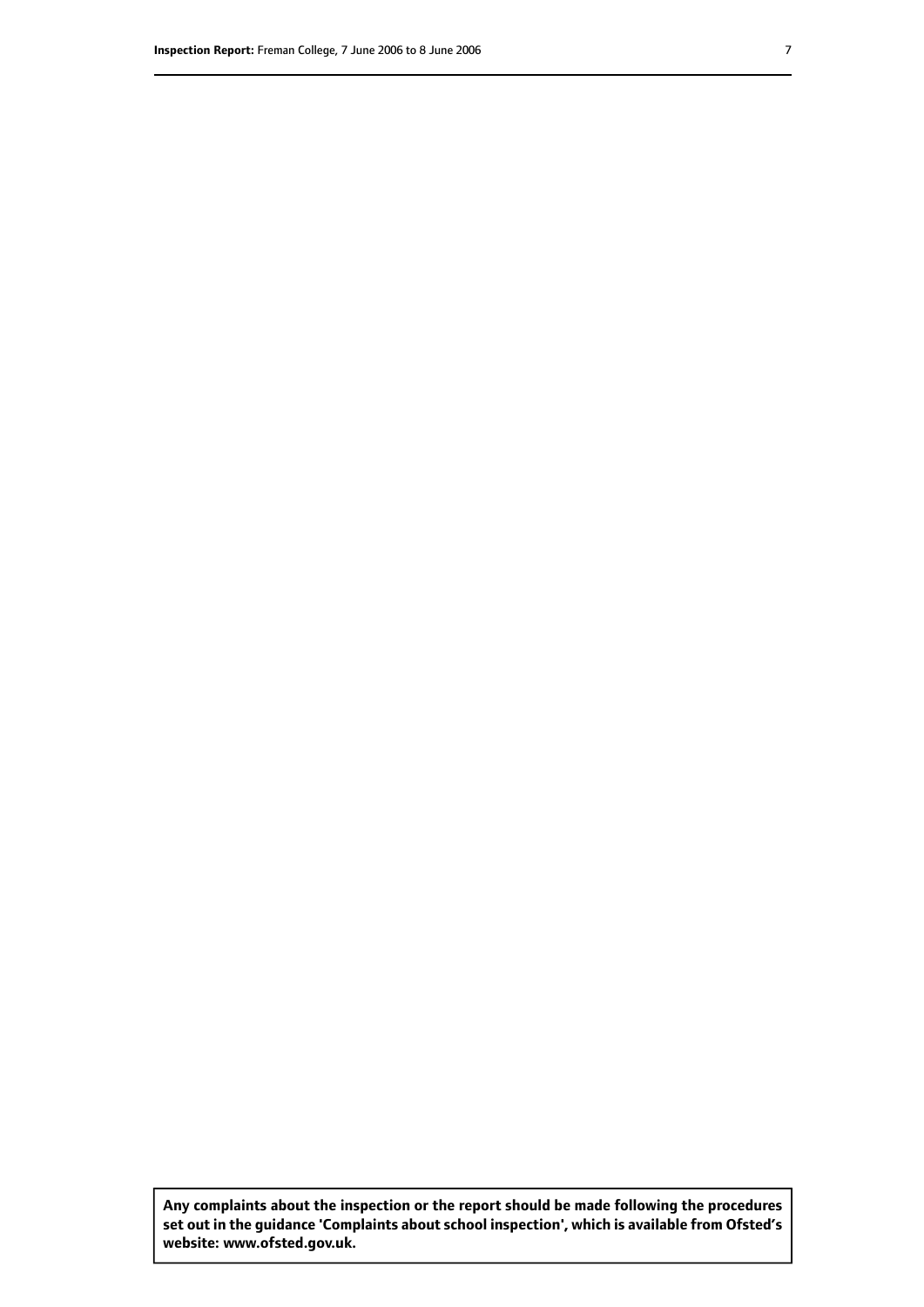**Any complaints about the inspection or the report should be made following the procedures set out in the guidance 'Complaints about school inspection', which is available from Ofsted's website: www.ofsted.gov.uk.**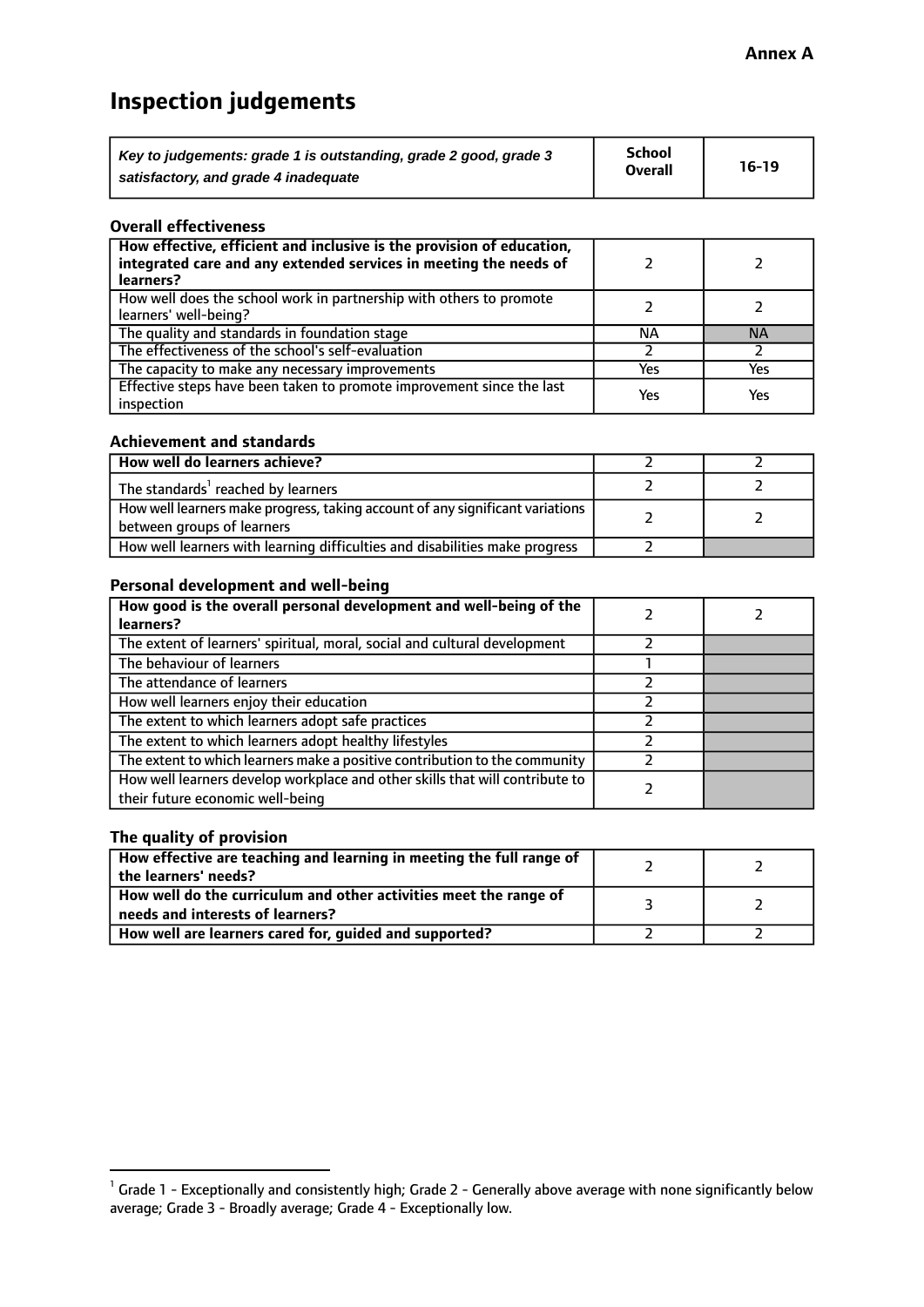**Annex A**

# Inspection judgements

| *Key to judgements: grade 1 is outstanding, grade 2 good, grade 3 satisfactory, and grade 4 inadequate* | School Overall | 16-19 |
|---|---|---|

### Overall effectiveness

| | | |
|---|---|---|
| **How effective, efficient and inclusive is the provision of education, integrated care and any extended services in meeting the needs of learners?** | 2 | 2 |
| How well does the school work in partnership with others to promote learners' well-being? | 2 | 2 |
| The quality and standards in foundation stage | NA | NA |
| The effectiveness of the school's self-evaluation | 2 | 2 |
| The capacity to make any necessary improvements | Yes | Yes |
| Effective steps have been taken to promote improvement since the last inspection | Yes | Yes |

### Achievement and standards

| | | |
|---|---|---|
| **How well do learners achieve?** | 2 | 2 |
| The standards[1] reached by learners | 2 | 2 |
| How well learners make progress, taking account of any significant variations between groups of learners | 2 | 2 |
| How well learners with learning difficulties and disabilities make progress | 2 | |

### Personal development and well-being

| | | |
|---|---|---|
| **How good is the overall personal development and well-being of the learners?** | 2 | 2 |
| The extent of learners' spiritual, moral, social and cultural development | 2 | |
| The behaviour of learners | 1 | |
| The attendance of learners | 2 | |
| How well learners enjoy their education | 2 | |
| The extent to which learners adopt safe practices | 2 | |
| The extent to which learners adopt healthy lifestyles | 2 | |
| The extent to which learners make a positive contribution to the community | 2 | |
| How well learners develop workplace and other skills that will contribute to their future economic well-being | 2 | |

### The quality of provision

| | | |
|---|---|---|
| **How effective are teaching and learning in meeting the full range of the learners' needs?** | 2 | 2 |
| **How well do the curriculum and other activities meet the range of needs and interests of learners?** | 3 | 2 |
| **How well are learners cared for, guided and supported?** | 2 | 2 |

[1] Grade 1 - Exceptionally and consistently high; Grade 2 - Generally above average with none significantly below average; Grade 3 - Broadly average; Grade 4 - Exceptionally low.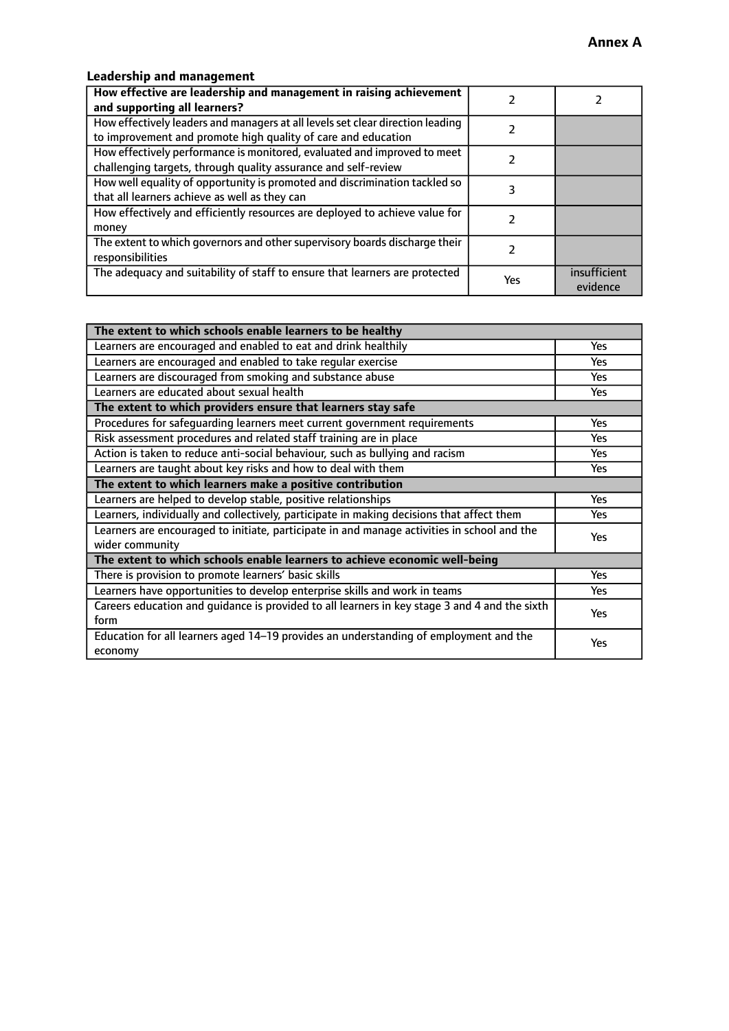**Annex A**

### Leadership and management

| How effective are leadership and management in raising achievement and supporting all learners? | 2 | 2 |
|---|---|---|
| How effectively leaders and managers at all levels set clear direction leading to improvement and promote high quality of care and education | 2 | |
| How effectively performance is monitored, evaluated and improved to meet challenging targets, through quality assurance and self-review | 2 | |
| How well equality of opportunity is promoted and discrimination tackled so that all learners achieve as well as they can | 3 | |
| How effectively and efficiently resources are deployed to achieve value for money | 2 | |
| The extent to which governors and other supervisory boards discharge their responsibilities | 2 | |
| The adequacy and suitability of staff to ensure that learners are protected | Yes | insufficient evidence |

| **The extent to which schools enable learners to be healthy** | |
|---|---|
| Learners are encouraged and enabled to eat and drink healthily | Yes |
| Learners are encouraged and enabled to take regular exercise | Yes |
| Learners are discouraged from smoking and substance abuse | Yes |
| Learners are educated about sexual health | Yes |
| **The extent to which providers ensure that learners stay safe** | |
| Procedures for safeguarding learners meet current government requirements | Yes |
| Risk assessment procedures and related staff training are in place | Yes |
| Action is taken to reduce anti-social behaviour, such as bullying and racism | Yes |
| Learners are taught about key risks and how to deal with them | Yes |
| **The extent to which learners make a positive contribution** | |
| Learners are helped to develop stable, positive relationships | Yes |
| Learners, individually and collectively, participate in making decisions that affect them | Yes |
| Learners are encouraged to initiate, participate in and manage activities in school and the wider community | Yes |
| **The extent to which schools enable learners to achieve economic well-being** | |
| There is provision to promote learners' basic skills | Yes |
| Learners have opportunities to develop enterprise skills and work in teams | Yes |
| Careers education and guidance is provided to all learners in key stage 3 and 4 and the sixth form | Yes |
| Education for all learners aged 14–19 provides an understanding of employment and the economy | Yes |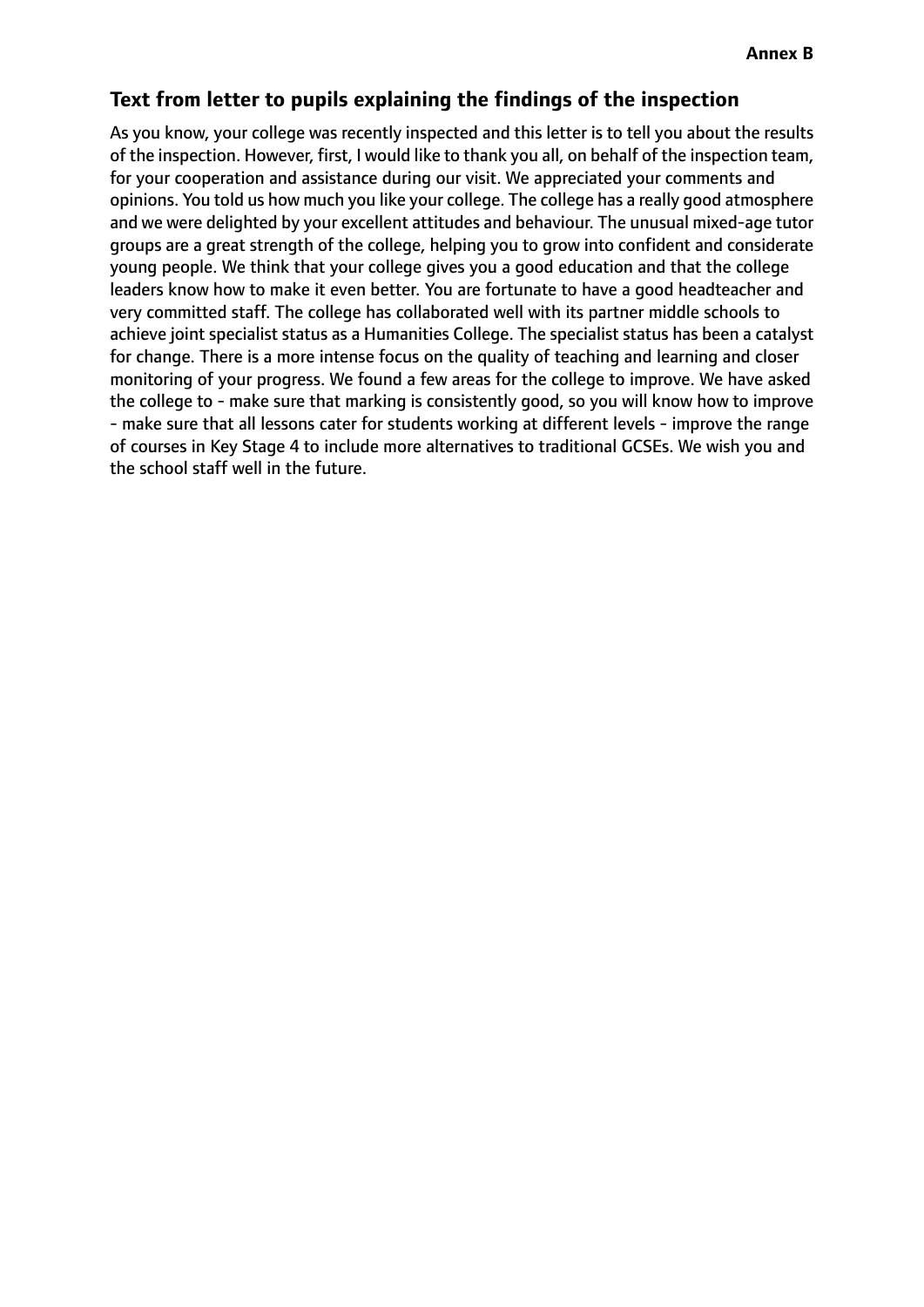**Annex B**

## Text from letter to pupils explaining the findings of the inspection

As you know, your college was recently inspected and this letter is to tell you about the results of the inspection. However, first, I would like to thank you all, on behalf of the inspection team, for your cooperation and assistance during our visit. We appreciated your comments and opinions. You told us how much you like your college. The college has a really good atmosphere and we were delighted by your excellent attitudes and behaviour. The unusual mixed-age tutor groups are a great strength of the college, helping you to grow into confident and considerate young people. We think that your college gives you a good education and that the college leaders know how to make it even better. You are fortunate to have a good headteacher and very committed staff. The college has collaborated well with its partner middle schools to achieve joint specialist status as a Humanities College. The specialist status has been a catalyst for change. There is a more intense focus on the quality of teaching and learning and closer monitoring of your progress. We found a few areas for the college to improve. We have asked the college to - make sure that marking is consistently good, so you will know how to improve - make sure that all lessons cater for students working at different levels - improve the range of courses in Key Stage 4 to include more alternatives to traditional GCSEs. We wish you and the school staff well in the future.